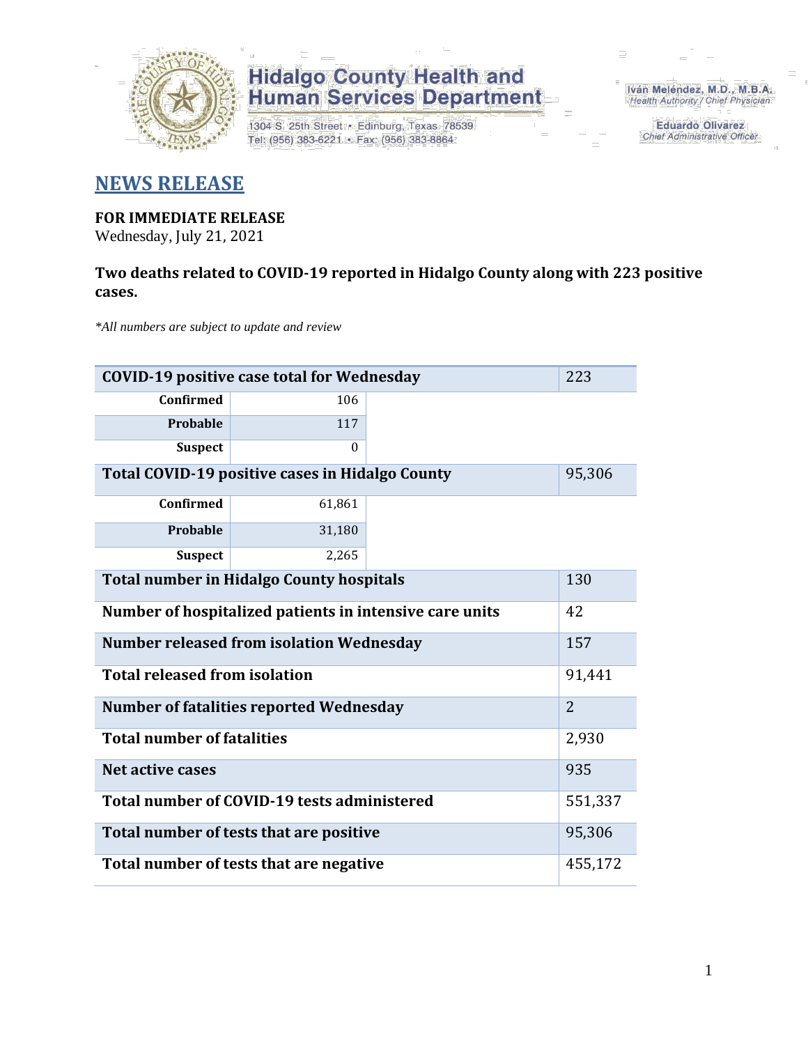# Hidalgo County Health and Human Services Department

1304 S. 25th Street • Edinburg, Texas 78539
Tel: (956) 383-6221 • Fax: (956) 383-8864

Iván Meléndez, M.D., M.B.A.
*Health Authority / Chief Physician*

Eduardo Olivarez
*Chief Administrative Officer*

## NEWS RELEASE

**FOR IMMEDIATE RELEASE**
Wednesday, July 21, 2021

**Two deaths related to COVID-19 reported in Hidalgo County along with 223 positive cases.**

*\*All numbers are subject to update and review*

| COVID-19 positive case total for Wednesday | | 223 |
|---|---|---|
| Confirmed | 106 | |
| Probable | 117 | |
| Suspect | 0 | |
| **Total COVID-19 positive cases in Hidalgo County** | | 95,306 |
| Confirmed | 61,861 | |
| Probable | 31,180 | |
| Suspect | 2,265 | |
| **Total number in Hidalgo County hospitals** | | 130 |
| **Number of hospitalized patients in intensive care units** | | 42 |
| **Number released from isolation Wednesday** | | 157 |
| **Total released from isolation** | | 91,441 |
| **Number of fatalities reported Wednesday** | | 2 |
| **Total number of fatalities** | | 2,930 |
| **Net active cases** | | 935 |
| **Total number of COVID-19 tests administered** | | 551,337 |
| **Total number of tests that are positive** | | 95,306 |
| **Total number of tests that are negative** | | 455,172 |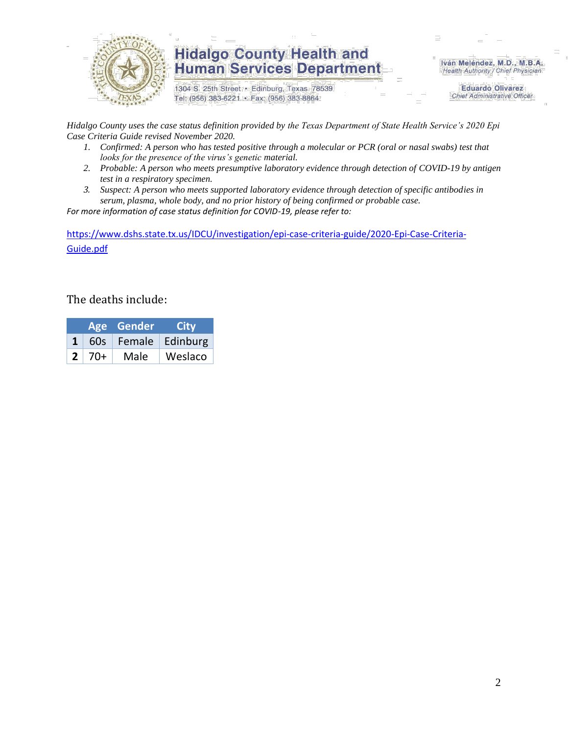*Hidalgo County uses the case status definition provided by the Texas Department of State Health Service's 2020 Epi Case Criteria Guide revised November 2020.*

1. *Confirmed: A person who has tested positive through a molecular or PCR (oral or nasal swabs) test that looks for the presence of the virus's genetic material.*
2. *Probable: A person who meets presumptive laboratory evidence through detection of COVID-19 by antigen test in a respiratory specimen.*
3. *Suspect: A person who meets supported laboratory evidence through detection of specific antibodies in serum, plasma, whole body, and no prior history of being confirmed or probable case.*

*For more information of case status definition for COVID-19, please refer to:*

https://www.dshs.state.tx.us/IDCU/investigation/epi-case-criteria-guide/2020-Epi-Case-Criteria-Guide.pdf

The deaths include:

| | Age | Gender | City |
|---|---|---|---|
| **1** | 60s | Female | Edinburg |
| **2** | 70+ | Male | Weslaco |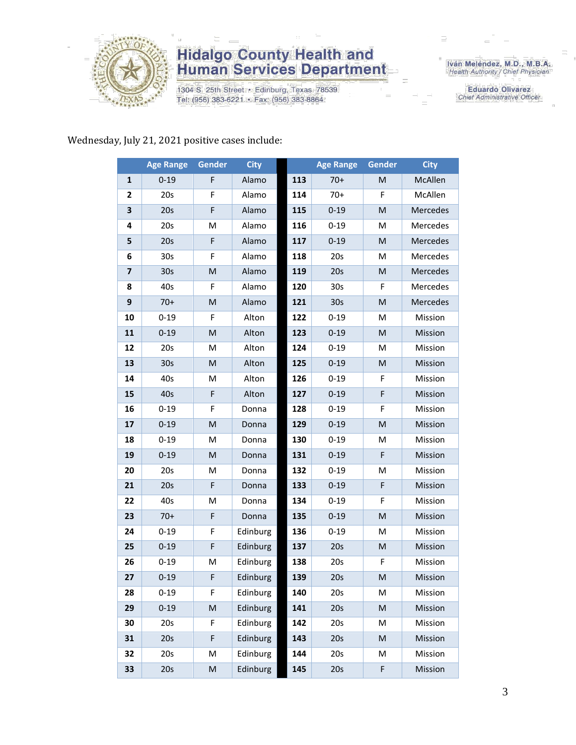Wednesday, July 21, 2021 positive cases include:

| | Age Range | Gender | City | | Age Range | Gender | City |
|---|---|---|---|---|---|---|---|
| **1** | 0-19 | F | Alamo | **113** | 70+ | M | McAllen |
| **2** | 20s | F | Alamo | **114** | 70+ | F | McAllen |
| **3** | 20s | F | Alamo | **115** | 0-19 | M | Mercedes |
| **4** | 20s | M | Alamo | **116** | 0-19 | M | Mercedes |
| **5** | 20s | F | Alamo | **117** | 0-19 | M | Mercedes |
| **6** | 30s | F | Alamo | **118** | 20s | M | Mercedes |
| **7** | 30s | M | Alamo | **119** | 20s | M | Mercedes |
| **8** | 40s | F | Alamo | **120** | 30s | F | Mercedes |
| **9** | 70+ | M | Alamo | **121** | 30s | M | Mercedes |
| **10** | 0-19 | F | Alton | **122** | 0-19 | M | Mission |
| **11** | 0-19 | M | Alton | **123** | 0-19 | M | Mission |
| **12** | 20s | M | Alton | **124** | 0-19 | M | Mission |
| **13** | 30s | M | Alton | **125** | 0-19 | M | Mission |
| **14** | 40s | M | Alton | **126** | 0-19 | F | Mission |
| **15** | 40s | F | Alton | **127** | 0-19 | F | Mission |
| **16** | 0-19 | F | Donna | **128** | 0-19 | F | Mission |
| **17** | 0-19 | M | Donna | **129** | 0-19 | M | Mission |
| **18** | 0-19 | M | Donna | **130** | 0-19 | M | Mission |
| **19** | 0-19 | M | Donna | **131** | 0-19 | F | Mission |
| **20** | 20s | M | Donna | **132** | 0-19 | M | Mission |
| **21** | 20s | F | Donna | **133** | 0-19 | F | Mission |
| **22** | 40s | M | Donna | **134** | 0-19 | F | Mission |
| **23** | 70+ | F | Donna | **135** | 0-19 | M | Mission |
| **24** | 0-19 | F | Edinburg | **136** | 0-19 | M | Mission |
| **25** | 0-19 | F | Edinburg | **137** | 20s | M | Mission |
| **26** | 0-19 | M | Edinburg | **138** | 20s | F | Mission |
| **27** | 0-19 | F | Edinburg | **139** | 20s | M | Mission |
| **28** | 0-19 | F | Edinburg | **140** | 20s | M | Mission |
| **29** | 0-19 | M | Edinburg | **141** | 20s | M | Mission |
| **30** | 20s | F | Edinburg | **142** | 20s | M | Mission |
| **31** | 20s | F | Edinburg | **143** | 20s | M | Mission |
| **32** | 20s | M | Edinburg | **144** | 20s | M | Mission |
| **33** | 20s | M | Edinburg | **145** | 20s | F | Mission |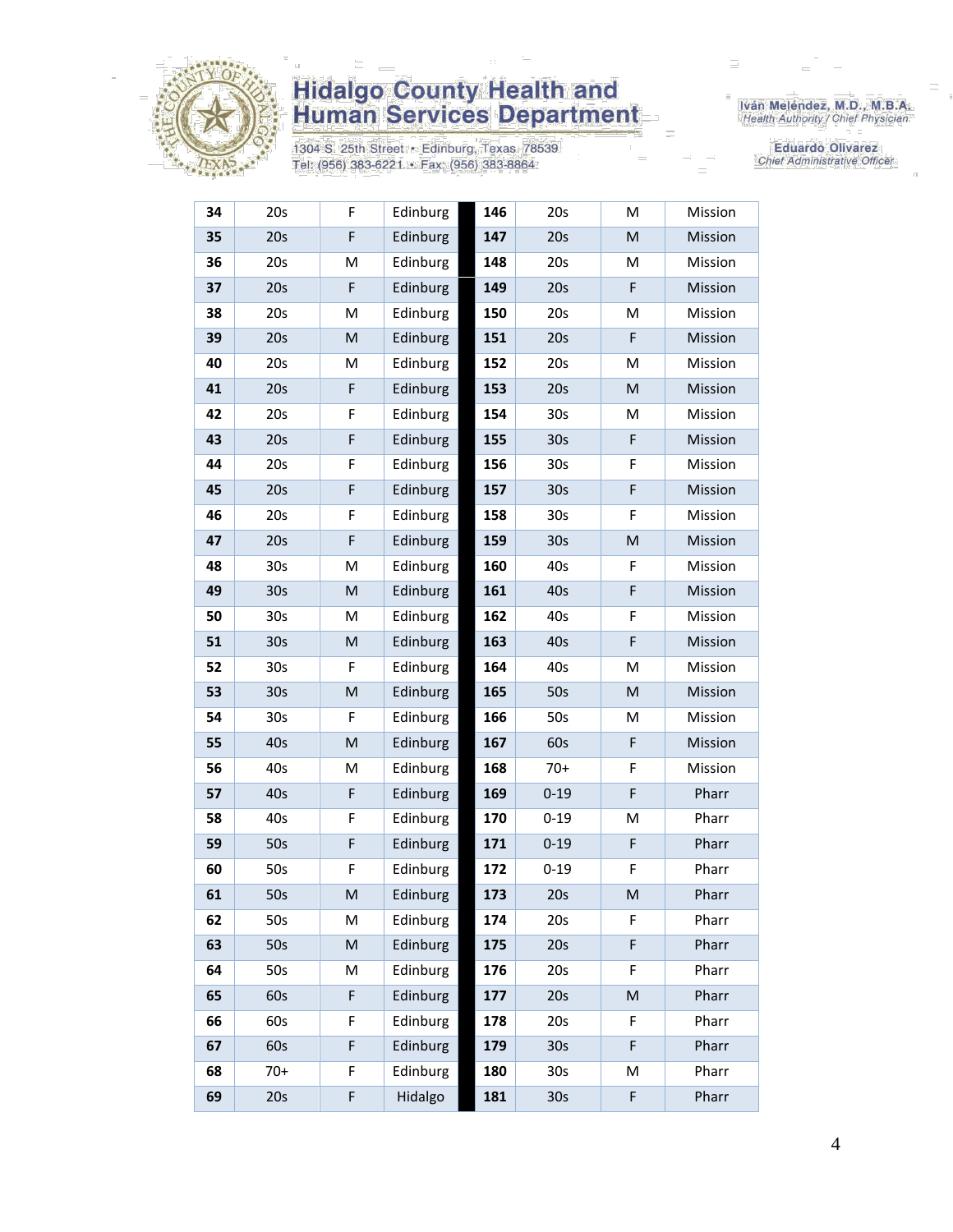| | | | | | | | |
|---|---|---|---|---|---|---|---|
| **34** | 20s | F | Edinburg | **146** | 20s | M | Mission |
| **35** | 20s | F | Edinburg | **147** | 20s | M | Mission |
| **36** | 20s | M | Edinburg | **148** | 20s | M | Mission |
| **37** | 20s | F | Edinburg | **149** | 20s | F | Mission |
| **38** | 20s | M | Edinburg | **150** | 20s | M | Mission |
| **39** | 20s | M | Edinburg | **151** | 20s | F | Mission |
| **40** | 20s | M | Edinburg | **152** | 20s | M | Mission |
| **41** | 20s | F | Edinburg | **153** | 20s | M | Mission |
| **42** | 20s | F | Edinburg | **154** | 30s | M | Mission |
| **43** | 20s | F | Edinburg | **155** | 30s | F | Mission |
| **44** | 20s | F | Edinburg | **156** | 30s | F | Mission |
| **45** | 20s | F | Edinburg | **157** | 30s | F | Mission |
| **46** | 20s | F | Edinburg | **158** | 30s | F | Mission |
| **47** | 20s | F | Edinburg | **159** | 30s | M | Mission |
| **48** | 30s | M | Edinburg | **160** | 40s | F | Mission |
| **49** | 30s | M | Edinburg | **161** | 40s | F | Mission |
| **50** | 30s | M | Edinburg | **162** | 40s | F | Mission |
| **51** | 30s | M | Edinburg | **163** | 40s | F | Mission |
| **52** | 30s | F | Edinburg | **164** | 40s | M | Mission |
| **53** | 30s | M | Edinburg | **165** | 50s | M | Mission |
| **54** | 30s | F | Edinburg | **166** | 50s | M | Mission |
| **55** | 40s | M | Edinburg | **167** | 60s | F | Mission |
| **56** | 40s | M | Edinburg | **168** | 70+ | F | Mission |
| **57** | 40s | F | Edinburg | **169** | 0-19 | F | Pharr |
| **58** | 40s | F | Edinburg | **170** | 0-19 | M | Pharr |
| **59** | 50s | F | Edinburg | **171** | 0-19 | F | Pharr |
| **60** | 50s | F | Edinburg | **172** | 0-19 | F | Pharr |
| **61** | 50s | M | Edinburg | **173** | 20s | M | Pharr |
| **62** | 50s | M | Edinburg | **174** | 20s | F | Pharr |
| **63** | 50s | M | Edinburg | **175** | 20s | F | Pharr |
| **64** | 50s | M | Edinburg | **176** | 20s | F | Pharr |
| **65** | 60s | F | Edinburg | **177** | 20s | M | Pharr |
| **66** | 60s | F | Edinburg | **178** | 20s | F | Pharr |
| **67** | 60s | F | Edinburg | **179** | 30s | F | Pharr |
| **68** | 70+ | F | Edinburg | **180** | 30s | M | Pharr |
| **69** | 20s | F | Hidalgo | **181** | 30s | F | Pharr |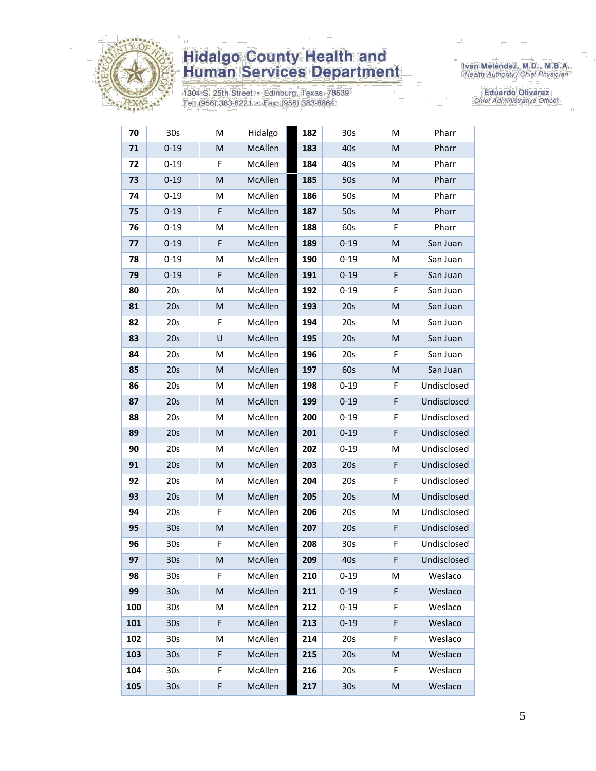| 70 | 30s | M | Hidalgo | 182 | 30s | M | Pharr |
|---|---|---|---|---|---|---|---|
| 71 | 0-19 | M | McAllen | 183 | 40s | M | Pharr |
| 72 | 0-19 | F | McAllen | 184 | 40s | M | Pharr |
| 73 | 0-19 | M | McAllen | 185 | 50s | M | Pharr |
| 74 | 0-19 | M | McAllen | 186 | 50s | M | Pharr |
| 75 | 0-19 | F | McAllen | 187 | 50s | M | Pharr |
| 76 | 0-19 | M | McAllen | 188 | 60s | F | Pharr |
| 77 | 0-19 | F | McAllen | 189 | 0-19 | M | San Juan |
| 78 | 0-19 | M | McAllen | 190 | 0-19 | M | San Juan |
| 79 | 0-19 | F | McAllen | 191 | 0-19 | F | San Juan |
| 80 | 20s | M | McAllen | 192 | 0-19 | F | San Juan |
| 81 | 20s | M | McAllen | 193 | 20s | M | San Juan |
| 82 | 20s | F | McAllen | 194 | 20s | M | San Juan |
| 83 | 20s | U | McAllen | 195 | 20s | M | San Juan |
| 84 | 20s | M | McAllen | 196 | 20s | F | San Juan |
| 85 | 20s | M | McAllen | 197 | 60s | M | San Juan |
| 86 | 20s | M | McAllen | 198 | 0-19 | F | Undisclosed |
| 87 | 20s | M | McAllen | 199 | 0-19 | F | Undisclosed |
| 88 | 20s | M | McAllen | 200 | 0-19 | F | Undisclosed |
| 89 | 20s | M | McAllen | 201 | 0-19 | F | Undisclosed |
| 90 | 20s | M | McAllen | 202 | 0-19 | M | Undisclosed |
| 91 | 20s | M | McAllen | 203 | 20s | F | Undisclosed |
| 92 | 20s | M | McAllen | 204 | 20s | F | Undisclosed |
| 93 | 20s | M | McAllen | 205 | 20s | M | Undisclosed |
| 94 | 20s | F | McAllen | 206 | 20s | M | Undisclosed |
| 95 | 30s | M | McAllen | 207 | 20s | F | Undisclosed |
| 96 | 30s | F | McAllen | 208 | 30s | F | Undisclosed |
| 97 | 30s | M | McAllen | 209 | 40s | F | Undisclosed |
| 98 | 30s | F | McAllen | 210 | 0-19 | M | Weslaco |
| 99 | 30s | M | McAllen | 211 | 0-19 | F | Weslaco |
| 100 | 30s | M | McAllen | 212 | 0-19 | F | Weslaco |
| 101 | 30s | F | McAllen | 213 | 0-19 | F | Weslaco |
| 102 | 30s | M | McAllen | 214 | 20s | F | Weslaco |
| 103 | 30s | F | McAllen | 215 | 20s | M | Weslaco |
| 104 | 30s | F | McAllen | 216 | 20s | F | Weslaco |
| 105 | 30s | F | McAllen | 217 | 30s | M | Weslaco |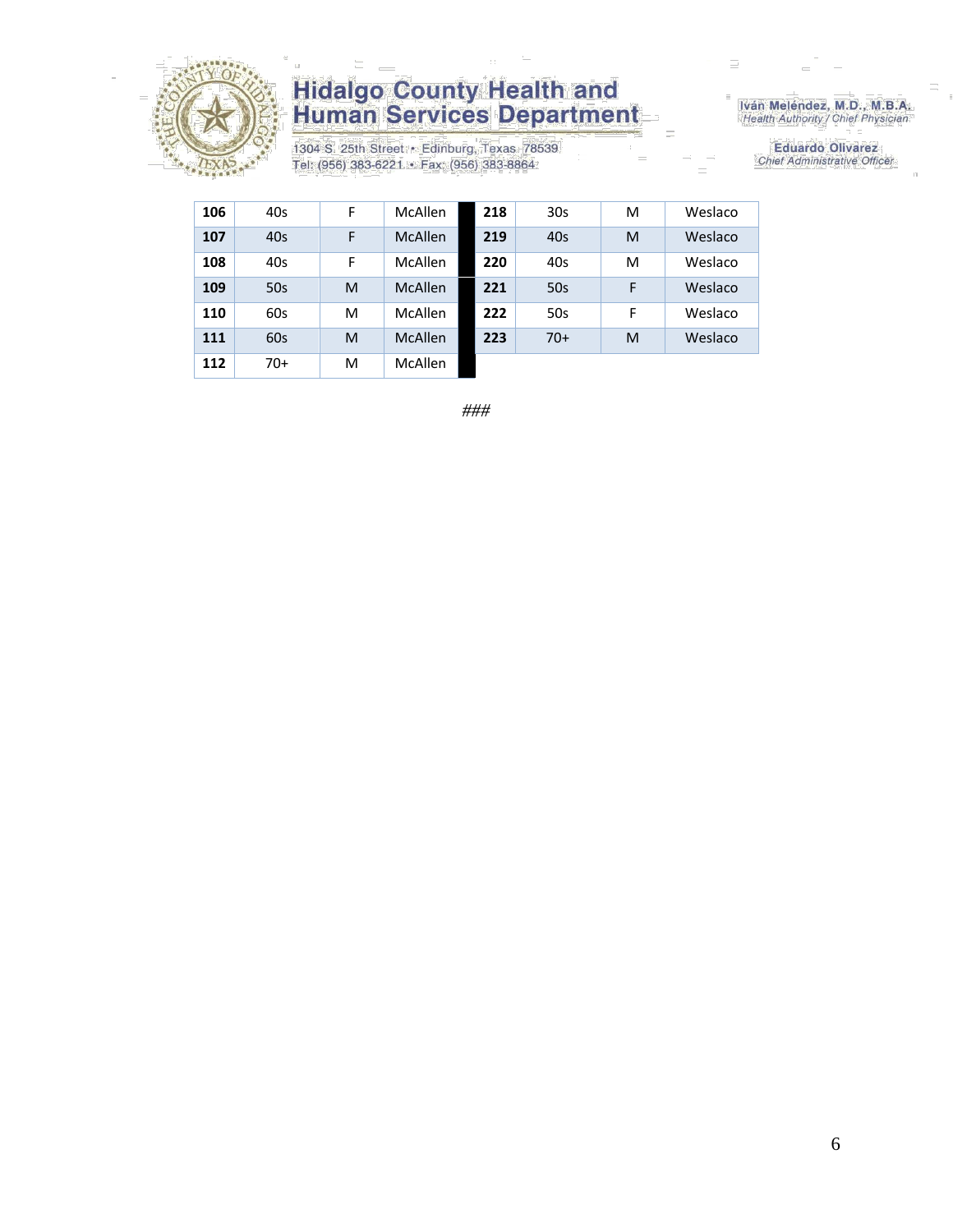| | | | | | | | |
|---|---|---|---|---|---|---|---|
| **106** | 40s | F | McAllen | **218** | 30s | M | Weslaco |
| **107** | 40s | F | McAllen | **219** | 40s | M | Weslaco |
| **108** | 40s | F | McAllen | **220** | 40s | M | Weslaco |
| **109** | 50s | M | McAllen | **221** | 50s | F | Weslaco |
| **110** | 60s | M | McAllen | **222** | 50s | F | Weslaco |
| **111** | 60s | M | McAllen | **223** | 70+ | M | Weslaco |
| **112** | 70+ | M | McAllen | | | | |

###